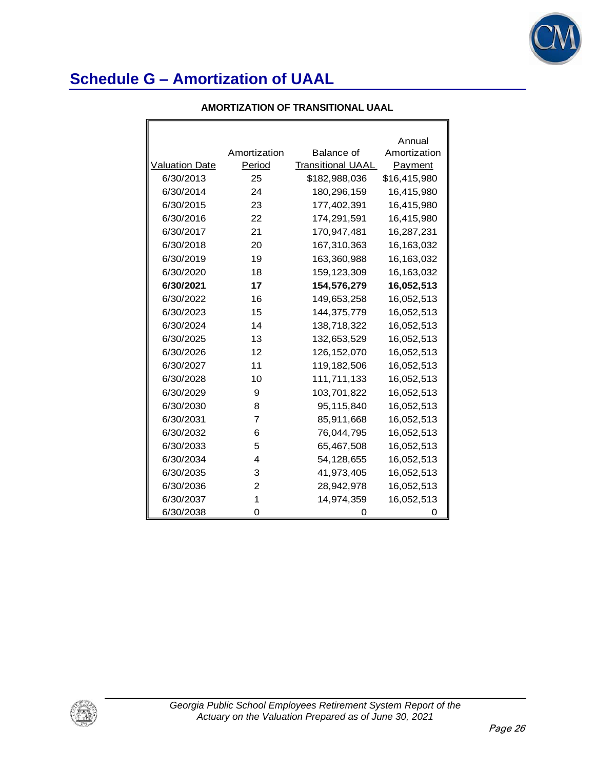# Schedule G – Amortization of UAAL

**AMORTIZATION OF TRANSITIONAL UAAL**

| Valuation Date | Amortization Period | Balance of Transitional UAAL | Annual Amortization Payment |
|---|---|---|---|
| 6/30/2013 | 25 | $182,988,036 | $16,415,980 |
| 6/30/2014 | 24 | 180,296,159 | 16,415,980 |
| 6/30/2015 | 23 | 177,402,391 | 16,415,980 |
| 6/30/2016 | 22 | 174,291,591 | 16,415,980 |
| 6/30/2017 | 21 | 170,947,481 | 16,287,231 |
| 6/30/2018 | 20 | 167,310,363 | 16,163,032 |
| 6/30/2019 | 19 | 163,360,988 | 16,163,032 |
| 6/30/2020 | 18 | 159,123,309 | 16,163,032 |
| **6/30/2021** | **17** | **154,576,279** | **16,052,513** |
| 6/30/2022 | 16 | 149,653,258 | 16,052,513 |
| 6/30/2023 | 15 | 144,375,779 | 16,052,513 |
| 6/30/2024 | 14 | 138,718,322 | 16,052,513 |
| 6/30/2025 | 13 | 132,653,529 | 16,052,513 |
| 6/30/2026 | 12 | 126,152,070 | 16,052,513 |
| 6/30/2027 | 11 | 119,182,506 | 16,052,513 |
| 6/30/2028 | 10 | 111,711,133 | 16,052,513 |
| 6/30/2029 | 9 | 103,701,822 | 16,052,513 |
| 6/30/2030 | 8 | 95,115,840 | 16,052,513 |
| 6/30/2031 | 7 | 85,911,668 | 16,052,513 |
| 6/30/2032 | 6 | 76,044,795 | 16,052,513 |
| 6/30/2033 | 5 | 65,467,508 | 16,052,513 |
| 6/30/2034 | 4 | 54,128,655 | 16,052,513 |
| 6/30/2035 | 3 | 41,973,405 | 16,052,513 |
| 6/30/2036 | 2 | 28,942,978 | 16,052,513 |
| 6/30/2037 | 1 | 14,974,359 | 16,052,513 |
| 6/30/2038 | 0 | 0 | 0 |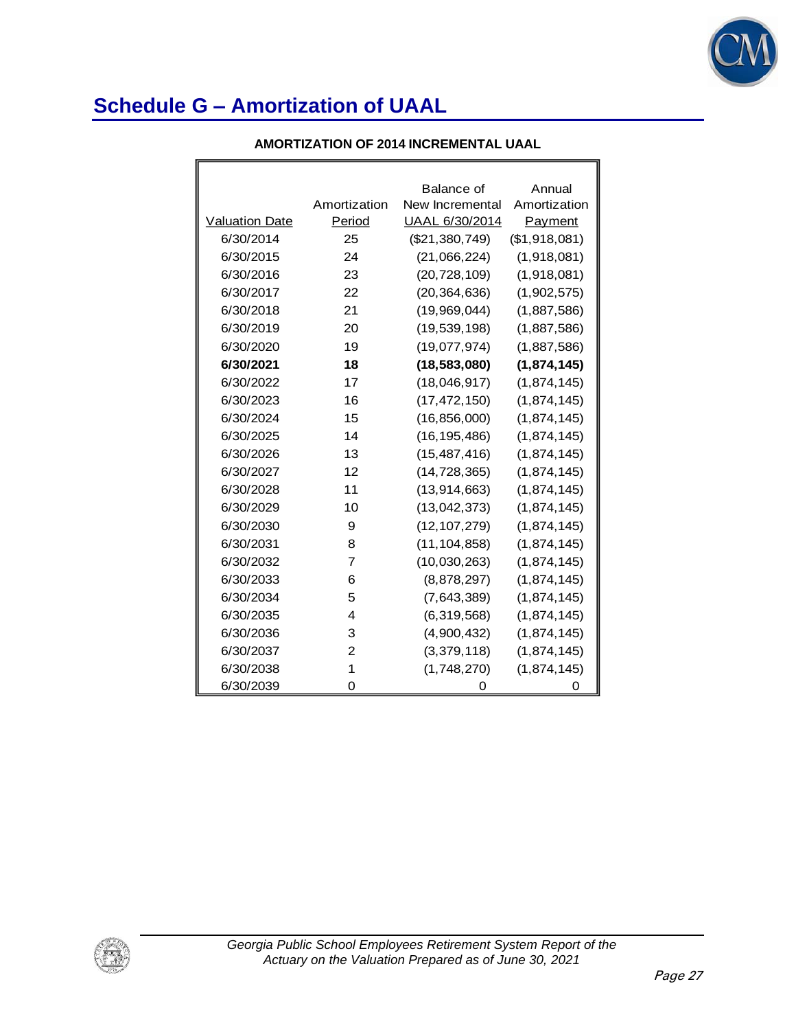# Schedule G – Amortization of UAAL

## AMORTIZATION OF 2014 INCREMENTAL UAAL

| Valuation Date | Amortization Period | Balance of New Incremental UAAL 6/30/2014 | Annual Amortization Payment |
|---|---|---|---|
| 6/30/2014 | 25 | ($21,380,749) | ($1,918,081) |
| 6/30/2015 | 24 | (21,066,224) | (1,918,081) |
| 6/30/2016 | 23 | (20,728,109) | (1,918,081) |
| 6/30/2017 | 22 | (20,364,636) | (1,902,575) |
| 6/30/2018 | 21 | (19,969,044) | (1,887,586) |
| 6/30/2019 | 20 | (19,539,198) | (1,887,586) |
| 6/30/2020 | 19 | (19,077,974) | (1,887,586) |
| **6/30/2021** | **18** | **(18,583,080)** | **(1,874,145)** |
| 6/30/2022 | 17 | (18,046,917) | (1,874,145) |
| 6/30/2023 | 16 | (17,472,150) | (1,874,145) |
| 6/30/2024 | 15 | (16,856,000) | (1,874,145) |
| 6/30/2025 | 14 | (16,195,486) | (1,874,145) |
| 6/30/2026 | 13 | (15,487,416) | (1,874,145) |
| 6/30/2027 | 12 | (14,728,365) | (1,874,145) |
| 6/30/2028 | 11 | (13,914,663) | (1,874,145) |
| 6/30/2029 | 10 | (13,042,373) | (1,874,145) |
| 6/30/2030 | 9 | (12,107,279) | (1,874,145) |
| 6/30/2031 | 8 | (11,104,858) | (1,874,145) |
| 6/30/2032 | 7 | (10,030,263) | (1,874,145) |
| 6/30/2033 | 6 | (8,878,297) | (1,874,145) |
| 6/30/2034 | 5 | (7,643,389) | (1,874,145) |
| 6/30/2035 | 4 | (6,319,568) | (1,874,145) |
| 6/30/2036 | 3 | (4,900,432) | (1,874,145) |
| 6/30/2037 | 2 | (3,379,118) | (1,874,145) |
| 6/30/2038 | 1 | (1,748,270) | (1,874,145) |
| 6/30/2039 | 0 | 0 | 0 |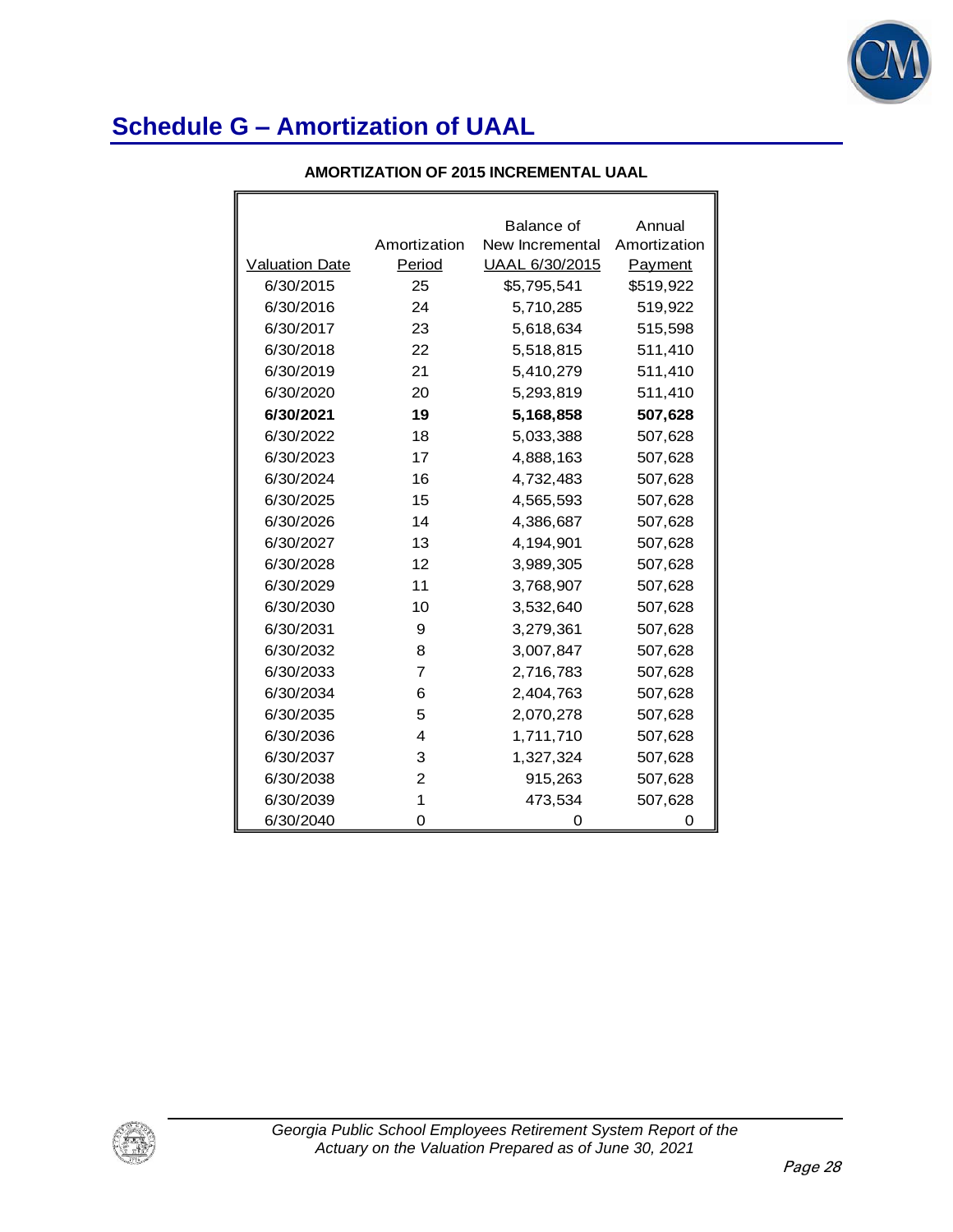# Schedule G – Amortization of UAAL

## AMORTIZATION OF 2015 INCREMENTAL UAAL

| Valuation Date | Amortization Period | Balance of New Incremental UAAL 6/30/2015 | Annual Amortization Payment |
|---|---|---|---|
| 6/30/2015 | 25 | $5,795,541 | $519,922 |
| 6/30/2016 | 24 | 5,710,285 | 519,922 |
| 6/30/2017 | 23 | 5,618,634 | 515,598 |
| 6/30/2018 | 22 | 5,518,815 | 511,410 |
| 6/30/2019 | 21 | 5,410,279 | 511,410 |
| 6/30/2020 | 20 | 5,293,819 | 511,410 |
| **6/30/2021** | **19** | **5,168,858** | **507,628** |
| 6/30/2022 | 18 | 5,033,388 | 507,628 |
| 6/30/2023 | 17 | 4,888,163 | 507,628 |
| 6/30/2024 | 16 | 4,732,483 | 507,628 |
| 6/30/2025 | 15 | 4,565,593 | 507,628 |
| 6/30/2026 | 14 | 4,386,687 | 507,628 |
| 6/30/2027 | 13 | 4,194,901 | 507,628 |
| 6/30/2028 | 12 | 3,989,305 | 507,628 |
| 6/30/2029 | 11 | 3,768,907 | 507,628 |
| 6/30/2030 | 10 | 3,532,640 | 507,628 |
| 6/30/2031 | 9 | 3,279,361 | 507,628 |
| 6/30/2032 | 8 | 3,007,847 | 507,628 |
| 6/30/2033 | 7 | 2,716,783 | 507,628 |
| 6/30/2034 | 6 | 2,404,763 | 507,628 |
| 6/30/2035 | 5 | 2,070,278 | 507,628 |
| 6/30/2036 | 4 | 1,711,710 | 507,628 |
| 6/30/2037 | 3 | 1,327,324 | 507,628 |
| 6/30/2038 | 2 | 915,263 | 507,628 |
| 6/30/2039 | 1 | 473,534 | 507,628 |
| 6/30/2040 | 0 | 0 | 0 |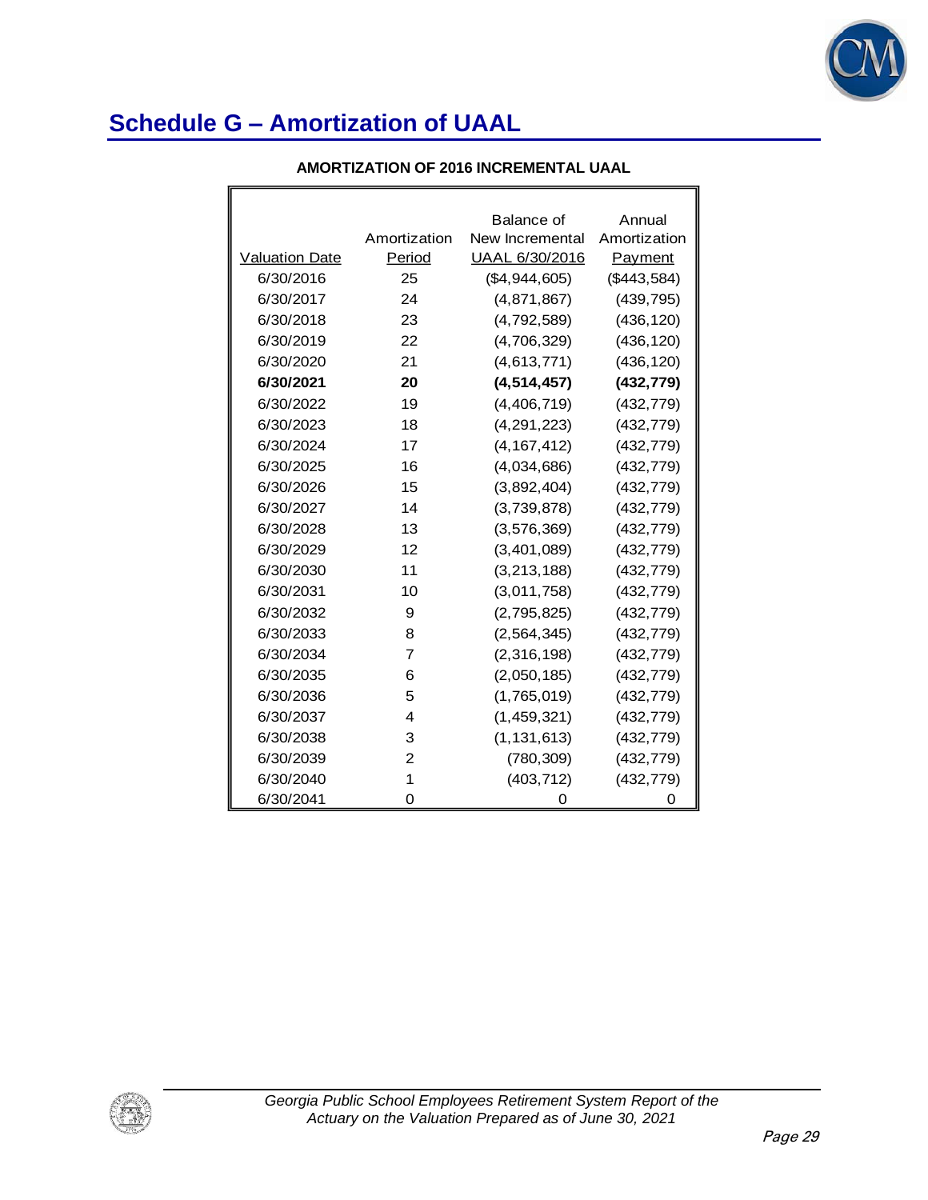# Schedule G – Amortization of UAAL

**AMORTIZATION OF 2016 INCREMENTAL UAAL**

| Valuation Date | Amortization Period | Balance of New Incremental UAAL 6/30/2016 | Annual Amortization Payment |
|---|---|---|---|
| 6/30/2016 | 25 | ($4,944,605) | ($443,584) |
| 6/30/2017 | 24 | (4,871,867) | (439,795) |
| 6/30/2018 | 23 | (4,792,589) | (436,120) |
| 6/30/2019 | 22 | (4,706,329) | (436,120) |
| 6/30/2020 | 21 | (4,613,771) | (436,120) |
| **6/30/2021** | **20** | **(4,514,457)** | **(432,779)** |
| 6/30/2022 | 19 | (4,406,719) | (432,779) |
| 6/30/2023 | 18 | (4,291,223) | (432,779) |
| 6/30/2024 | 17 | (4,167,412) | (432,779) |
| 6/30/2025 | 16 | (4,034,686) | (432,779) |
| 6/30/2026 | 15 | (3,892,404) | (432,779) |
| 6/30/2027 | 14 | (3,739,878) | (432,779) |
| 6/30/2028 | 13 | (3,576,369) | (432,779) |
| 6/30/2029 | 12 | (3,401,089) | (432,779) |
| 6/30/2030 | 11 | (3,213,188) | (432,779) |
| 6/30/2031 | 10 | (3,011,758) | (432,779) |
| 6/30/2032 | 9 | (2,795,825) | (432,779) |
| 6/30/2033 | 8 | (2,564,345) | (432,779) |
| 6/30/2034 | 7 | (2,316,198) | (432,779) |
| 6/30/2035 | 6 | (2,050,185) | (432,779) |
| 6/30/2036 | 5 | (1,765,019) | (432,779) |
| 6/30/2037 | 4 | (1,459,321) | (432,779) |
| 6/30/2038 | 3 | (1,131,613) | (432,779) |
| 6/30/2039 | 2 | (780,309) | (432,779) |
| 6/30/2040 | 1 | (403,712) | (432,779) |
| 6/30/2041 | 0 | 0 | 0 |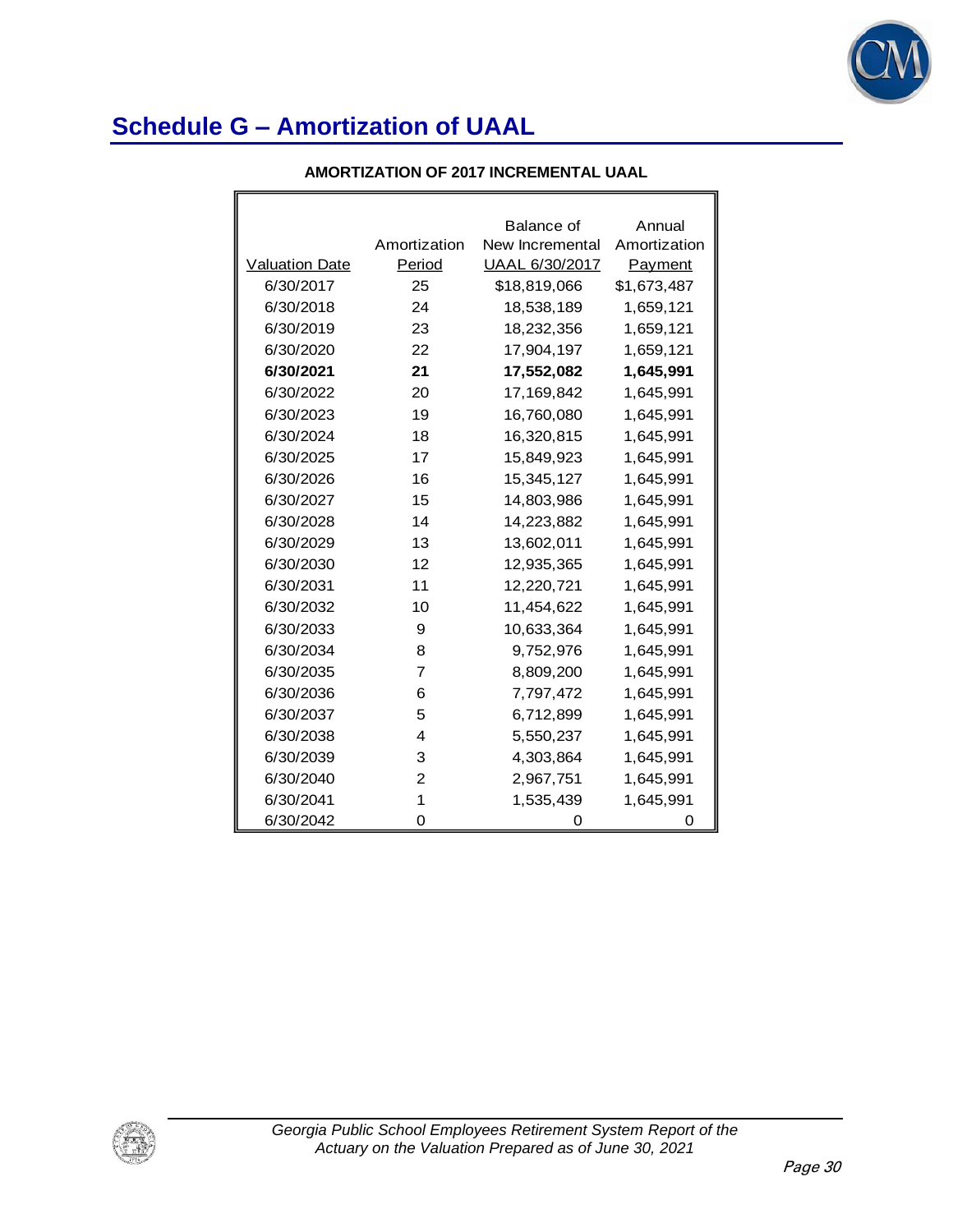## Schedule G – Amortization of UAAL

**AMORTIZATION OF 2017 INCREMENTAL UAAL**

| Valuation Date | Amortization Period | Balance of New Incremental UAAL 6/30/2017 | Annual Amortization Payment |
|---|---|---|---|
| 6/30/2017 | 25 | $18,819,066 | $1,673,487 |
| 6/30/2018 | 24 | 18,538,189 | 1,659,121 |
| 6/30/2019 | 23 | 18,232,356 | 1,659,121 |
| 6/30/2020 | 22 | 17,904,197 | 1,659,121 |
| **6/30/2021** | **21** | **17,552,082** | **1,645,991** |
| 6/30/2022 | 20 | 17,169,842 | 1,645,991 |
| 6/30/2023 | 19 | 16,760,080 | 1,645,991 |
| 6/30/2024 | 18 | 16,320,815 | 1,645,991 |
| 6/30/2025 | 17 | 15,849,923 | 1,645,991 |
| 6/30/2026 | 16 | 15,345,127 | 1,645,991 |
| 6/30/2027 | 15 | 14,803,986 | 1,645,991 |
| 6/30/2028 | 14 | 14,223,882 | 1,645,991 |
| 6/30/2029 | 13 | 13,602,011 | 1,645,991 |
| 6/30/2030 | 12 | 12,935,365 | 1,645,991 |
| 6/30/2031 | 11 | 12,220,721 | 1,645,991 |
| 6/30/2032 | 10 | 11,454,622 | 1,645,991 |
| 6/30/2033 | 9 | 10,633,364 | 1,645,991 |
| 6/30/2034 | 8 | 9,752,976 | 1,645,991 |
| 6/30/2035 | 7 | 8,809,200 | 1,645,991 |
| 6/30/2036 | 6 | 7,797,472 | 1,645,991 |
| 6/30/2037 | 5 | 6,712,899 | 1,645,991 |
| 6/30/2038 | 4 | 5,550,237 | 1,645,991 |
| 6/30/2039 | 3 | 4,303,864 | 1,645,991 |
| 6/30/2040 | 2 | 2,967,751 | 1,645,991 |
| 6/30/2041 | 1 | 1,535,439 | 1,645,991 |
| 6/30/2042 | 0 | 0 | 0 |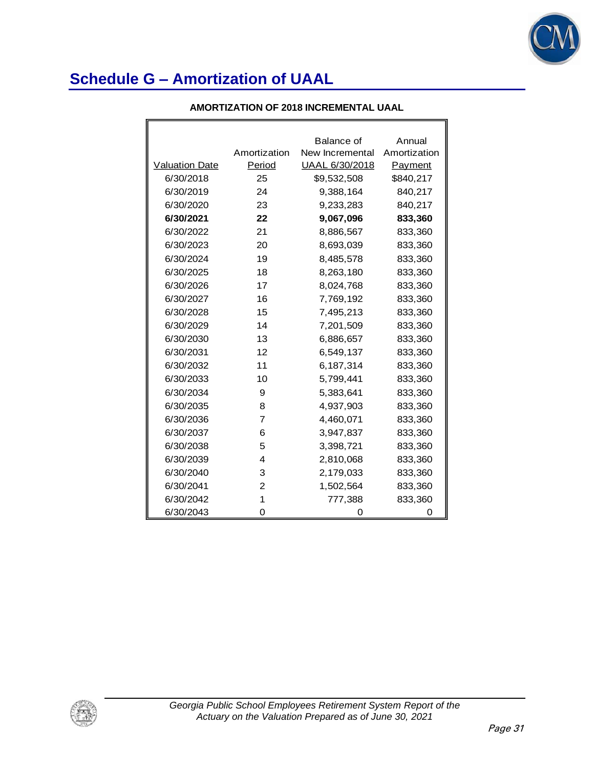# Schedule G – Amortization of UAAL

**AMORTIZATION OF 2018 INCREMENTAL UAAL**

| Valuation Date | Amortization Period | Balance of New Incremental UAAL 6/30/2018 | Annual Amortization Payment |
|---|---|---|---|
| 6/30/2018 | 25 | $9,532,508 | $840,217 |
| 6/30/2019 | 24 | 9,388,164 | 840,217 |
| 6/30/2020 | 23 | 9,233,283 | 840,217 |
| **6/30/2021** | **22** | **9,067,096** | **833,360** |
| 6/30/2022 | 21 | 8,886,567 | 833,360 |
| 6/30/2023 | 20 | 8,693,039 | 833,360 |
| 6/30/2024 | 19 | 8,485,578 | 833,360 |
| 6/30/2025 | 18 | 8,263,180 | 833,360 |
| 6/30/2026 | 17 | 8,024,768 | 833,360 |
| 6/30/2027 | 16 | 7,769,192 | 833,360 |
| 6/30/2028 | 15 | 7,495,213 | 833,360 |
| 6/30/2029 | 14 | 7,201,509 | 833,360 |
| 6/30/2030 | 13 | 6,886,657 | 833,360 |
| 6/30/2031 | 12 | 6,549,137 | 833,360 |
| 6/30/2032 | 11 | 6,187,314 | 833,360 |
| 6/30/2033 | 10 | 5,799,441 | 833,360 |
| 6/30/2034 | 9 | 5,383,641 | 833,360 |
| 6/30/2035 | 8 | 4,937,903 | 833,360 |
| 6/30/2036 | 7 | 4,460,071 | 833,360 |
| 6/30/2037 | 6 | 3,947,837 | 833,360 |
| 6/30/2038 | 5 | 3,398,721 | 833,360 |
| 6/30/2039 | 4 | 2,810,068 | 833,360 |
| 6/30/2040 | 3 | 2,179,033 | 833,360 |
| 6/30/2041 | 2 | 1,502,564 | 833,360 |
| 6/30/2042 | 1 | 777,388 | 833,360 |
| 6/30/2043 | 0 | 0 | 0 |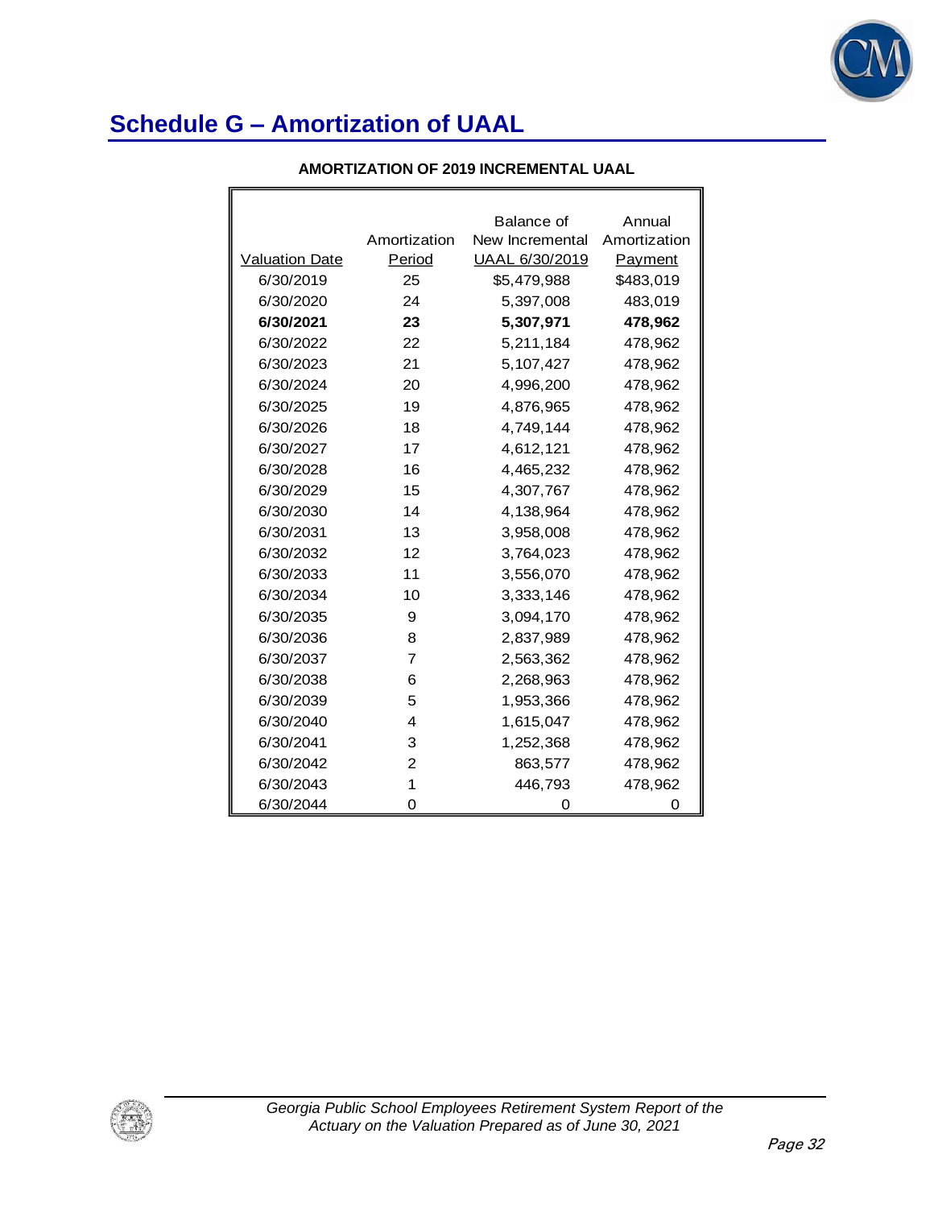# Schedule G – Amortization of UAAL

**AMORTIZATION OF 2019 INCREMENTAL UAAL**

| Valuation Date | Amortization Period | Balance of New Incremental UAAL 6/30/2019 | Annual Amortization Payment |
|---|---|---|---|
| 6/30/2019 | 25 | $5,479,988 | $483,019 |
| 6/30/2020 | 24 | 5,397,008 | 483,019 |
| **6/30/2021** | **23** | **5,307,971** | **478,962** |
| 6/30/2022 | 22 | 5,211,184 | 478,962 |
| 6/30/2023 | 21 | 5,107,427 | 478,962 |
| 6/30/2024 | 20 | 4,996,200 | 478,962 |
| 6/30/2025 | 19 | 4,876,965 | 478,962 |
| 6/30/2026 | 18 | 4,749,144 | 478,962 |
| 6/30/2027 | 17 | 4,612,121 | 478,962 |
| 6/30/2028 | 16 | 4,465,232 | 478,962 |
| 6/30/2029 | 15 | 4,307,767 | 478,962 |
| 6/30/2030 | 14 | 4,138,964 | 478,962 |
| 6/30/2031 | 13 | 3,958,008 | 478,962 |
| 6/30/2032 | 12 | 3,764,023 | 478,962 |
| 6/30/2033 | 11 | 3,556,070 | 478,962 |
| 6/30/2034 | 10 | 3,333,146 | 478,962 |
| 6/30/2035 | 9 | 3,094,170 | 478,962 |
| 6/30/2036 | 8 | 2,837,989 | 478,962 |
| 6/30/2037 | 7 | 2,563,362 | 478,962 |
| 6/30/2038 | 6 | 2,268,963 | 478,962 |
| 6/30/2039 | 5 | 1,953,366 | 478,962 |
| 6/30/2040 | 4 | 1,615,047 | 478,962 |
| 6/30/2041 | 3 | 1,252,368 | 478,962 |
| 6/30/2042 | 2 | 863,577 | 478,962 |
| 6/30/2043 | 1 | 446,793 | 478,962 |
| 6/30/2044 | 0 | 0 | 0 |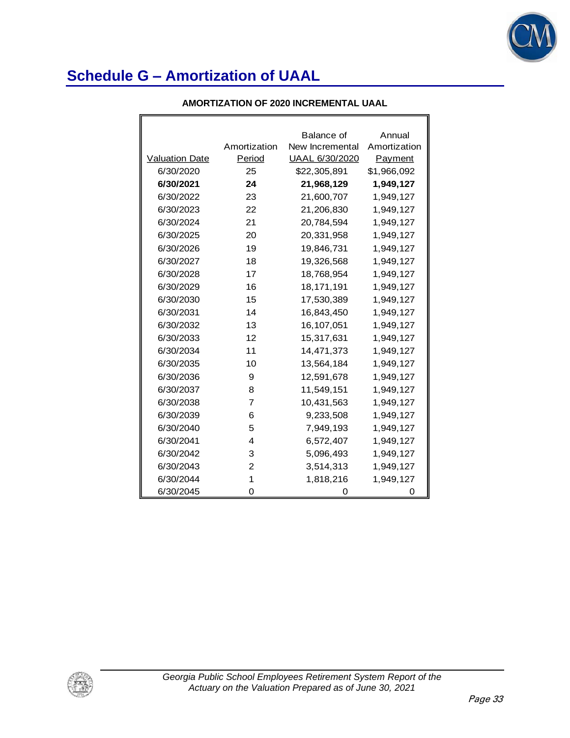# Schedule G – Amortization of UAAL

**AMORTIZATION OF 2020 INCREMENTAL UAAL**

| Valuation Date | Amortization Period | Balance of New Incremental UAAL 6/30/2020 | Annual Amortization Payment |
|---|---|---|---|
| 6/30/2020 | 25 | $22,305,891 | $1,966,092 |
| **6/30/2021** | **24** | **21,968,129** | **1,949,127** |
| 6/30/2022 | 23 | 21,600,707 | 1,949,127 |
| 6/30/2023 | 22 | 21,206,830 | 1,949,127 |
| 6/30/2024 | 21 | 20,784,594 | 1,949,127 |
| 6/30/2025 | 20 | 20,331,958 | 1,949,127 |
| 6/30/2026 | 19 | 19,846,731 | 1,949,127 |
| 6/30/2027 | 18 | 19,326,568 | 1,949,127 |
| 6/30/2028 | 17 | 18,768,954 | 1,949,127 |
| 6/30/2029 | 16 | 18,171,191 | 1,949,127 |
| 6/30/2030 | 15 | 17,530,389 | 1,949,127 |
| 6/30/2031 | 14 | 16,843,450 | 1,949,127 |
| 6/30/2032 | 13 | 16,107,051 | 1,949,127 |
| 6/30/2033 | 12 | 15,317,631 | 1,949,127 |
| 6/30/2034 | 11 | 14,471,373 | 1,949,127 |
| 6/30/2035 | 10 | 13,564,184 | 1,949,127 |
| 6/30/2036 | 9 | 12,591,678 | 1,949,127 |
| 6/30/2037 | 8 | 11,549,151 | 1,949,127 |
| 6/30/2038 | 7 | 10,431,563 | 1,949,127 |
| 6/30/2039 | 6 | 9,233,508 | 1,949,127 |
| 6/30/2040 | 5 | 7,949,193 | 1,949,127 |
| 6/30/2041 | 4 | 6,572,407 | 1,949,127 |
| 6/30/2042 | 3 | 5,096,493 | 1,949,127 |
| 6/30/2043 | 2 | 3,514,313 | 1,949,127 |
| 6/30/2044 | 1 | 1,818,216 | 1,949,127 |
| 6/30/2045 | 0 | 0 | 0 |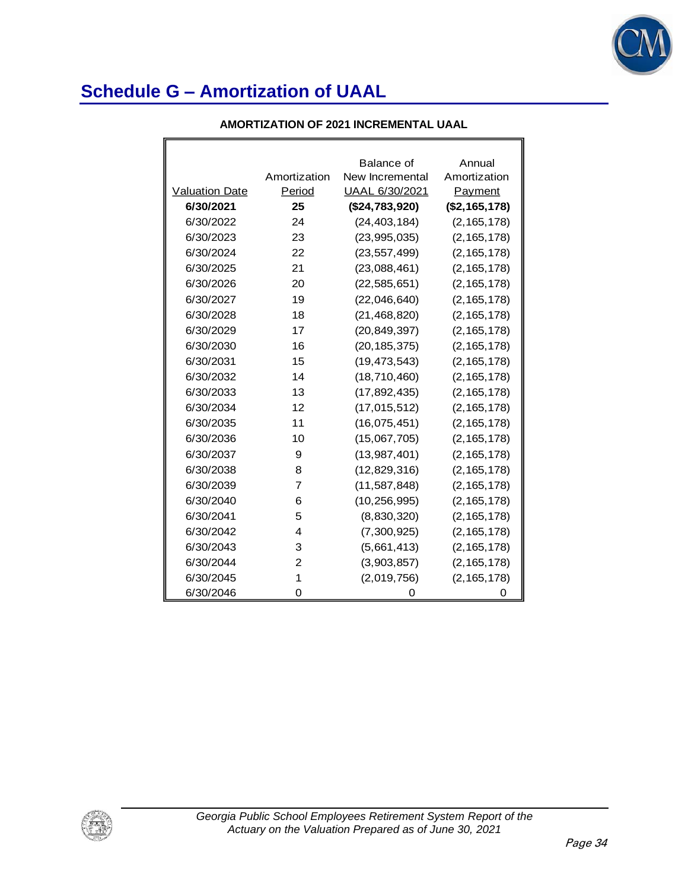# Schedule G – Amortization of UAAL

**AMORTIZATION OF 2021 INCREMENTAL UAAL**

| Valuation Date | Amortization Period | Balance of New Incremental UAAL 6/30/2021 | Annual Amortization Payment |
|---|---|---|---|
| **6/30/2021** | **25** | **($24,783,920)** | **($2,165,178)** |
| 6/30/2022 | 24 | (24,403,184) | (2,165,178) |
| 6/30/2023 | 23 | (23,995,035) | (2,165,178) |
| 6/30/2024 | 22 | (23,557,499) | (2,165,178) |
| 6/30/2025 | 21 | (23,088,461) | (2,165,178) |
| 6/30/2026 | 20 | (22,585,651) | (2,165,178) |
| 6/30/2027 | 19 | (22,046,640) | (2,165,178) |
| 6/30/2028 | 18 | (21,468,820) | (2,165,178) |
| 6/30/2029 | 17 | (20,849,397) | (2,165,178) |
| 6/30/2030 | 16 | (20,185,375) | (2,165,178) |
| 6/30/2031 | 15 | (19,473,543) | (2,165,178) |
| 6/30/2032 | 14 | (18,710,460) | (2,165,178) |
| 6/30/2033 | 13 | (17,892,435) | (2,165,178) |
| 6/30/2034 | 12 | (17,015,512) | (2,165,178) |
| 6/30/2035 | 11 | (16,075,451) | (2,165,178) |
| 6/30/2036 | 10 | (15,067,705) | (2,165,178) |
| 6/30/2037 | 9 | (13,987,401) | (2,165,178) |
| 6/30/2038 | 8 | (12,829,316) | (2,165,178) |
| 6/30/2039 | 7 | (11,587,848) | (2,165,178) |
| 6/30/2040 | 6 | (10,256,995) | (2,165,178) |
| 6/30/2041 | 5 | (8,830,320) | (2,165,178) |
| 6/30/2042 | 4 | (7,300,925) | (2,165,178) |
| 6/30/2043 | 3 | (5,661,413) | (2,165,178) |
| 6/30/2044 | 2 | (3,903,857) | (2,165,178) |
| 6/30/2045 | 1 | (2,019,756) | (2,165,178) |
| 6/30/2046 | 0 | 0 | 0 |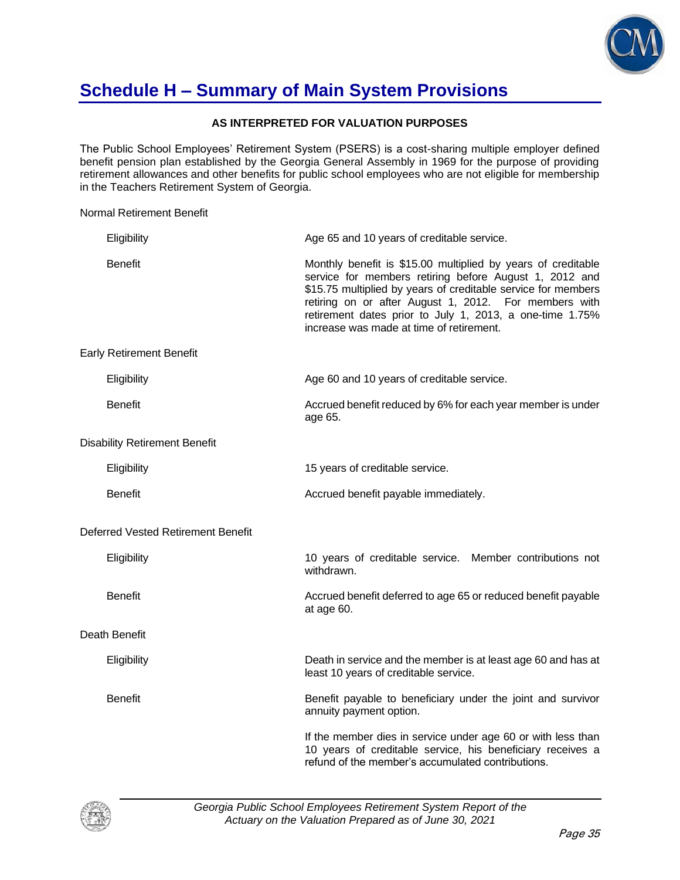# Schedule H – Summary of Main System Provisions

**AS INTERPRETED FOR VALUATION PURPOSES**

The Public School Employees' Retirement System (PSERS) is a cost-sharing multiple employer defined benefit pension plan established by the Georgia General Assembly in 1969 for the purpose of providing retirement allowances and other benefits for public school employees who are not eligible for membership in the Teachers Retirement System of Georgia.

Normal Retirement Benefit

| | |
|---|---|
| Eligibility | Age 65 and 10 years of creditable service. |
| Benefit | Monthly benefit is $15.00 multiplied by years of creditable service for members retiring before August 1, 2012 and $15.75 multiplied by years of creditable service for members retiring on or after August 1, 2012. For members with retirement dates prior to July 1, 2013, a one-time 1.75% increase was made at time of retirement. |

Early Retirement Benefit

| | |
|---|---|
| Eligibility | Age 60 and 10 years of creditable service. |
| Benefit | Accrued benefit reduced by 6% for each year member is under age 65. |

Disability Retirement Benefit

| | |
|---|---|
| Eligibility | 15 years of creditable service. |
| Benefit | Accrued benefit payable immediately. |

Deferred Vested Retirement Benefit

| | |
|---|---|
| Eligibility | 10 years of creditable service. Member contributions not withdrawn. |
| Benefit | Accrued benefit deferred to age 65 or reduced benefit payable at age 60. |

Death Benefit

| | |
|---|---|
| Eligibility | Death in service and the member is at least age 60 and has at least 10 years of creditable service. |
| Benefit | Benefit payable to beneficiary under the joint and survivor annuity payment option. |
| | If the member dies in service under age 60 or with less than 10 years of creditable service, his beneficiary receives a refund of the member's accumulated contributions. |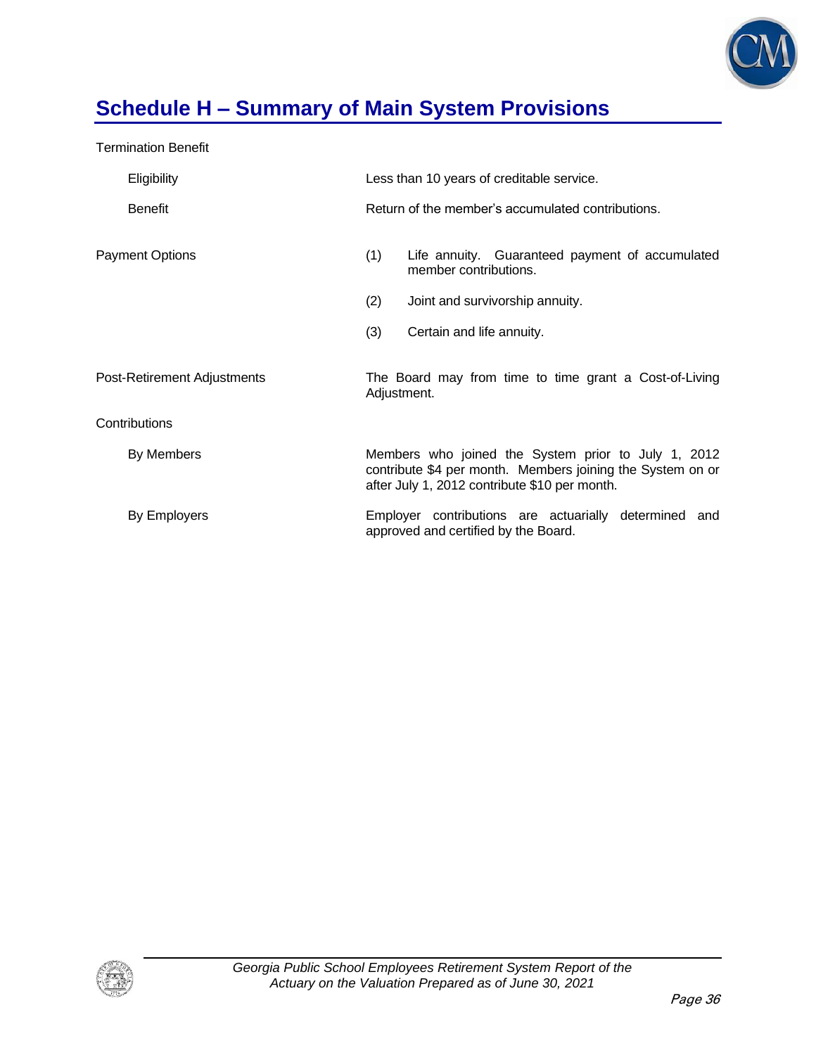## Schedule H – Summary of Main System Provisions

**Termination Benefit**

| | |
|---|---|
| Eligibility | Less than 10 years of creditable service. |
| Benefit | Return of the member's accumulated contributions. |

**Payment Options**

(1) Life annuity. Guaranteed payment of accumulated member contributions.

(2) Joint and survivorship annuity.

(3) Certain and life annuity.

**Post-Retirement Adjustments**

The Board may from time to time grant a Cost-of-Living Adjustment.

**Contributions**

| | |
|---|---|
| By Members | Members who joined the System prior to July 1, 2012 contribute $4 per month. Members joining the System on or after July 1, 2012 contribute $10 per month. |
| By Employers | Employer contributions are actuarially determined and approved and certified by the Board. |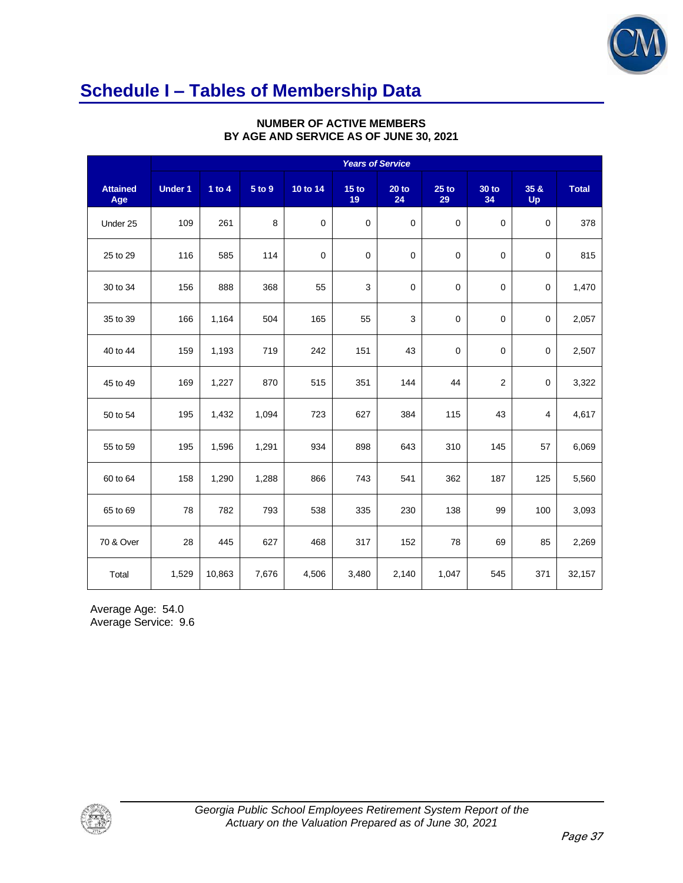## Schedule I – Tables of Membership Data

**NUMBER OF ACTIVE MEMBERS BY AGE AND SERVICE AS OF JUNE 30, 2021**

| | Years of Service | | | | | | | | | |
|---|---|---|---|---|---|---|---|---|---|---|
| **Attained Age** | **Under 1** | **1 to 4** | **5 to 9** | **10 to 14** | **15 to 19** | **20 to 24** | **25 to 29** | **30 to 34** | **35 & Up** | **Total** |
| Under 25 | 109 | 261 | 8 | 0 | 0 | 0 | 0 | 0 | 0 | 378 |
| 25 to 29 | 116 | 585 | 114 | 0 | 0 | 0 | 0 | 0 | 0 | 815 |
| 30 to 34 | 156 | 888 | 368 | 55 | 3 | 0 | 0 | 0 | 0 | 1,470 |
| 35 to 39 | 166 | 1,164 | 504 | 165 | 55 | 3 | 0 | 0 | 0 | 2,057 |
| 40 to 44 | 159 | 1,193 | 719 | 242 | 151 | 43 | 0 | 0 | 0 | 2,507 |
| 45 to 49 | 169 | 1,227 | 870 | 515 | 351 | 144 | 44 | 2 | 0 | 3,322 |
| 50 to 54 | 195 | 1,432 | 1,094 | 723 | 627 | 384 | 115 | 43 | 4 | 4,617 |
| 55 to 59 | 195 | 1,596 | 1,291 | 934 | 898 | 643 | 310 | 145 | 57 | 6,069 |
| 60 to 64 | 158 | 1,290 | 1,288 | 866 | 743 | 541 | 362 | 187 | 125 | 5,560 |
| 65 to 69 | 78 | 782 | 793 | 538 | 335 | 230 | 138 | 99 | 100 | 3,093 |
| 70 & Over | 28 | 445 | 627 | 468 | 317 | 152 | 78 | 69 | 85 | 2,269 |
| Total | 1,529 | 10,863 | 7,676 | 4,506 | 3,480 | 2,140 | 1,047 | 545 | 371 | 32,157 |

Average Age: 54.0
Average Service: 9.6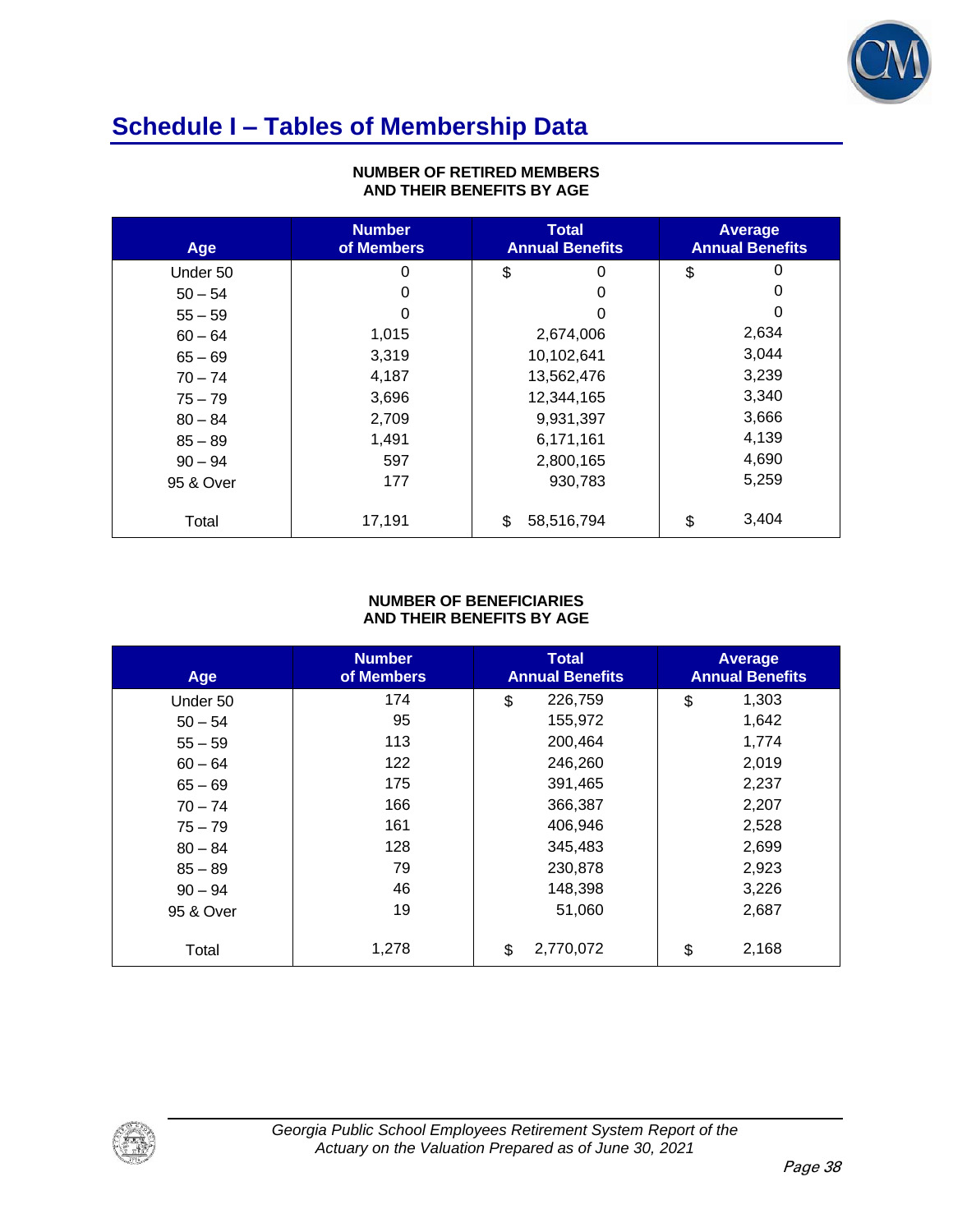# Schedule I – Tables of Membership Data

**NUMBER OF RETIRED MEMBERS AND THEIR BENEFITS BY AGE**

| Age | Number of Members | Total Annual Benefits | Average Annual Benefits |
|---|---|---|---|
| Under 50 | 0 | $ 0 | $ 0 |
| 50 – 54 | 0 | 0 | 0 |
| 55 – 59 | 0 | 0 | 0 |
| 60 – 64 | 1,015 | 2,674,006 | 2,634 |
| 65 – 69 | 3,319 | 10,102,641 | 3,044 |
| 70 – 74 | 4,187 | 13,562,476 | 3,239 |
| 75 – 79 | 3,696 | 12,344,165 | 3,340 |
| 80 – 84 | 2,709 | 9,931,397 | 3,666 |
| 85 – 89 | 1,491 | 6,171,161 | 4,139 |
| 90 – 94 | 597 | 2,800,165 | 4,690 |
| 95 & Over | 177 | 930,783 | 5,259 |
| Total | 17,191 | $ 58,516,794 | $ 3,404 |

**NUMBER OF BENEFICIARIES AND THEIR BENEFITS BY AGE**

| Age | Number of Members | Total Annual Benefits | Average Annual Benefits |
|---|---|---|---|
| Under 50 | 174 | $ 226,759 | $ 1,303 |
| 50 – 54 | 95 | 155,972 | 1,642 |
| 55 – 59 | 113 | 200,464 | 1,774 |
| 60 – 64 | 122 | 246,260 | 2,019 |
| 65 – 69 | 175 | 391,465 | 2,237 |
| 70 – 74 | 166 | 366,387 | 2,207 |
| 75 – 79 | 161 | 406,946 | 2,528 |
| 80 – 84 | 128 | 345,483 | 2,699 |
| 85 – 89 | 79 | 230,878 | 2,923 |
| 90 – 94 | 46 | 148,398 | 3,226 |
| 95 & Over | 19 | 51,060 | 2,687 |
| Total | 1,278 | $ 2,770,072 | $ 2,168 |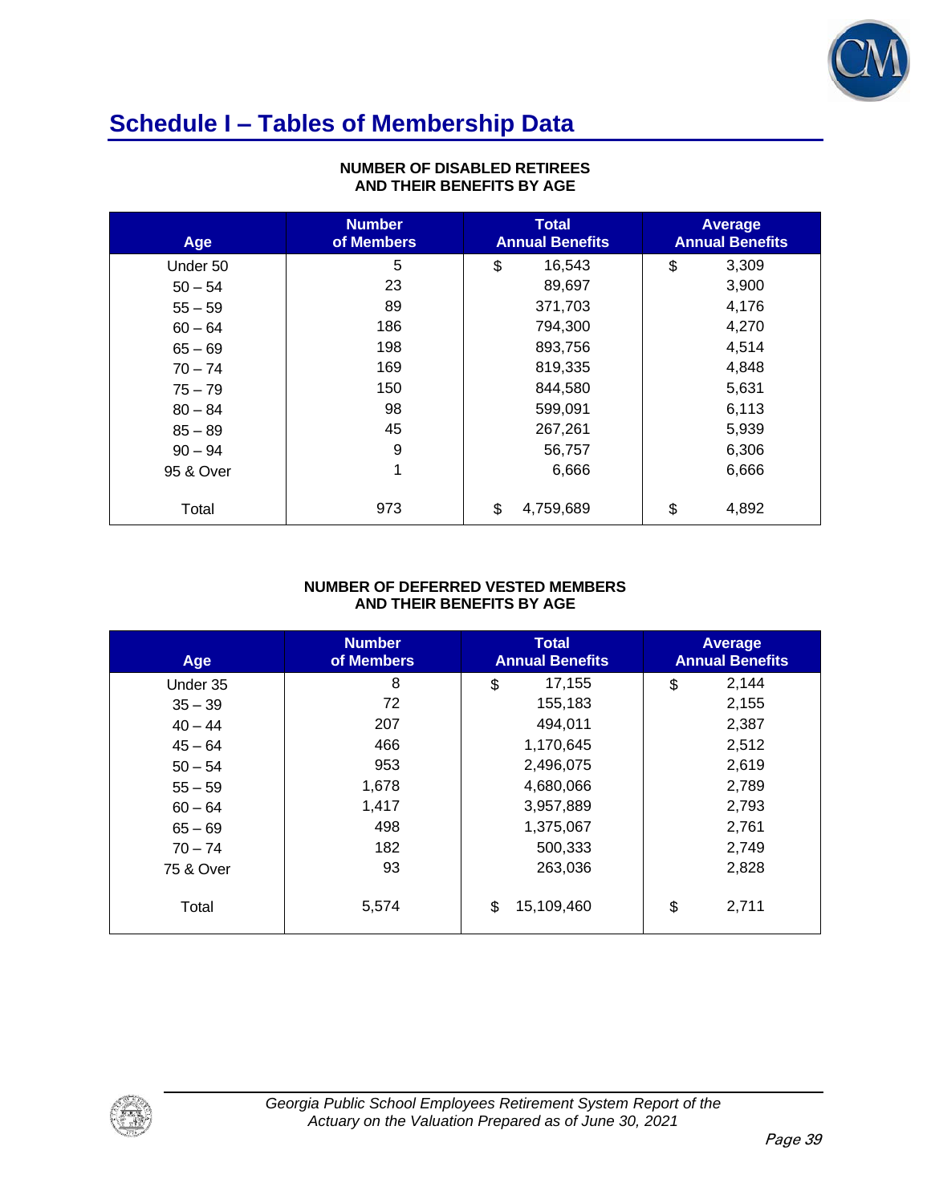# Schedule I – Tables of Membership Data

**NUMBER OF DISABLED RETIREES AND THEIR BENEFITS BY AGE**

| Age | Number of Members | Total Annual Benefits | Average Annual Benefits |
|---|---|---|---|
| Under 50 | 5 | $ 16,543 | $ 3,309 |
| 50 – 54 | 23 | 89,697 | 3,900 |
| 55 – 59 | 89 | 371,703 | 4,176 |
| 60 – 64 | 186 | 794,300 | 4,270 |
| 65 – 69 | 198 | 893,756 | 4,514 |
| 70 – 74 | 169 | 819,335 | 4,848 |
| 75 – 79 | 150 | 844,580 | 5,631 |
| 80 – 84 | 98 | 599,091 | 6,113 |
| 85 – 89 | 45 | 267,261 | 5,939 |
| 90 – 94 | 9 | 56,757 | 6,306 |
| 95 & Over | 1 | 6,666 | 6,666 |
| Total | 973 | $ 4,759,689 | $ 4,892 |

**NUMBER OF DEFERRED VESTED MEMBERS AND THEIR BENEFITS BY AGE**

| Age | Number of Members | Total Annual Benefits | Average Annual Benefits |
|---|---|---|---|
| Under 35 | 8 | $ 17,155 | $ 2,144 |
| 35 – 39 | 72 | 155,183 | 2,155 |
| 40 – 44 | 207 | 494,011 | 2,387 |
| 45 – 64 | 466 | 1,170,645 | 2,512 |
| 50 – 54 | 953 | 2,496,075 | 2,619 |
| 55 – 59 | 1,678 | 4,680,066 | 2,789 |
| 60 – 64 | 1,417 | 3,957,889 | 2,793 |
| 65 – 69 | 498 | 1,375,067 | 2,761 |
| 70 – 74 | 182 | 500,333 | 2,749 |
| 75 & Over | 93 | 263,036 | 2,828 |
| Total | 5,574 | $ 15,109,460 | $ 2,711 |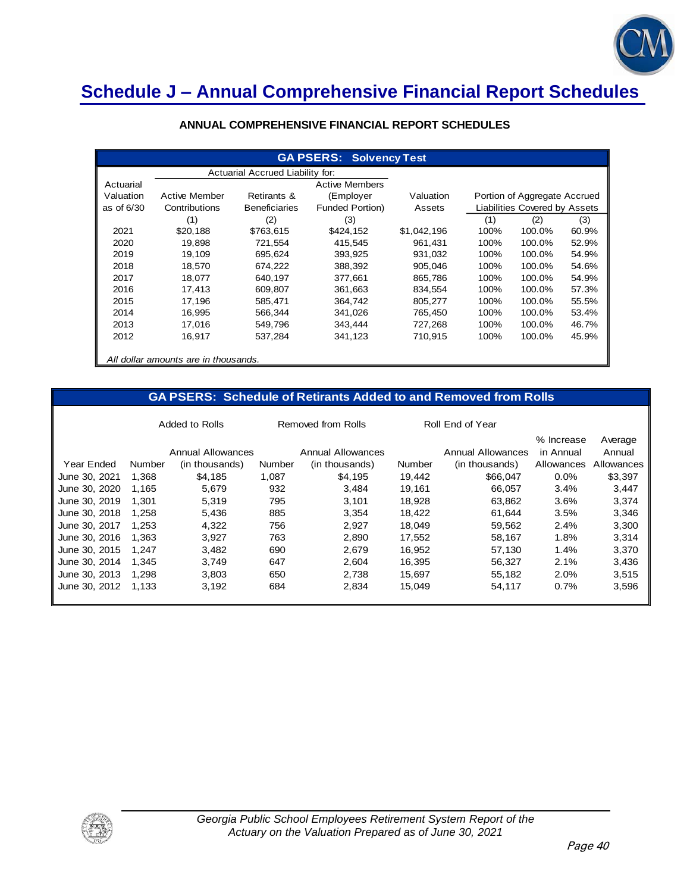# Schedule J – Annual Comprehensive Financial Report Schedules

## ANNUAL COMPREHENSIVE FINANCIAL REPORT SCHEDULES

**GA PSERS: Solvency Test**

| | Actuarial Accrued Liability for: | | | | | | |
|---|---|---|---|---|---|---|---|
| Actuarial Valuation as of 6/30 | Active Member Contributions | Retirants & Beneficiaries | Active Members (Employer Funded Portion) | Valuation Assets | Portion of Aggregate Accrued Liabilities Covered by Assets | | |
| | (1) | (2) | (3) | | (1) | (2) | (3) |
| 2021 | $20,188 | $763,615 | $424,152 | $1,042,196 | 100% | 100.0% | 60.9% |
| 2020 | 19,898 | 721,554 | 415,545 | 961,431 | 100% | 100.0% | 52.9% |
| 2019 | 19,109 | 695,624 | 393,925 | 931,032 | 100% | 100.0% | 54.9% |
| 2018 | 18,570 | 674,222 | 388,392 | 905,046 | 100% | 100.0% | 54.6% |
| 2017 | 18,077 | 640,197 | 377,661 | 865,786 | 100% | 100.0% | 54.9% |
| 2016 | 17,413 | 609,807 | 361,663 | 834,554 | 100% | 100.0% | 57.3% |
| 2015 | 17,196 | 585,471 | 364,742 | 805,277 | 100% | 100.0% | 55.5% |
| 2014 | 16,995 | 566,344 | 341,026 | 765,450 | 100% | 100.0% | 53.4% |
| 2013 | 17,016 | 549,796 | 343,444 | 727,268 | 100% | 100.0% | 46.7% |
| 2012 | 16,917 | 537,284 | 341,123 | 710,915 | 100% | 100.0% | 45.9% |

*All dollar amounts are in thousands.*

**GA PSERS: Schedule of Retirants Added to and Removed from Rolls**

| | Added to Rolls | | Removed from Rolls | | Roll End of Year | | | |
|---|---|---|---|---|---|---|---|---|
| Year Ended | Number | Annual Allowances (in thousands) | Number | Annual Allowances (in thousands) | Number | Annual Allowances (in thousands) | % Increase in Annual Allowances | Average Annual Allowances |
| June 30, 2021 | 1,368 | $4,185 | 1,087 | $4,195 | 19,442 | $66,047 | 0.0% | $3,397 |
| June 30, 2020 | 1,165 | 5,679 | 932 | 3,484 | 19,161 | 66,057 | 3.4% | 3,447 |
| June 30, 2019 | 1,301 | 5,319 | 795 | 3,101 | 18,928 | 63,862 | 3.6% | 3,374 |
| June 30, 2018 | 1,258 | 5,436 | 885 | 3,354 | 18,422 | 61,644 | 3.5% | 3,346 |
| June 30, 2017 | 1,253 | 4,322 | 756 | 2,927 | 18,049 | 59,562 | 2.4% | 3,300 |
| June 30, 2016 | 1,363 | 3,927 | 763 | 2,890 | 17,552 | 58,167 | 1.8% | 3,314 |
| June 30, 2015 | 1,247 | 3,482 | 690 | 2,679 | 16,952 | 57,130 | 1.4% | 3,370 |
| June 30, 2014 | 1,345 | 3,749 | 647 | 2,604 | 16,395 | 56,327 | 2.1% | 3,436 |
| June 30, 2013 | 1,298 | 3,803 | 650 | 2,738 | 15,697 | 55,182 | 2.0% | 3,515 |
| June 30, 2012 | 1,133 | 3,192 | 684 | 2,834 | 15,049 | 54,117 | 0.7% | 3,596 |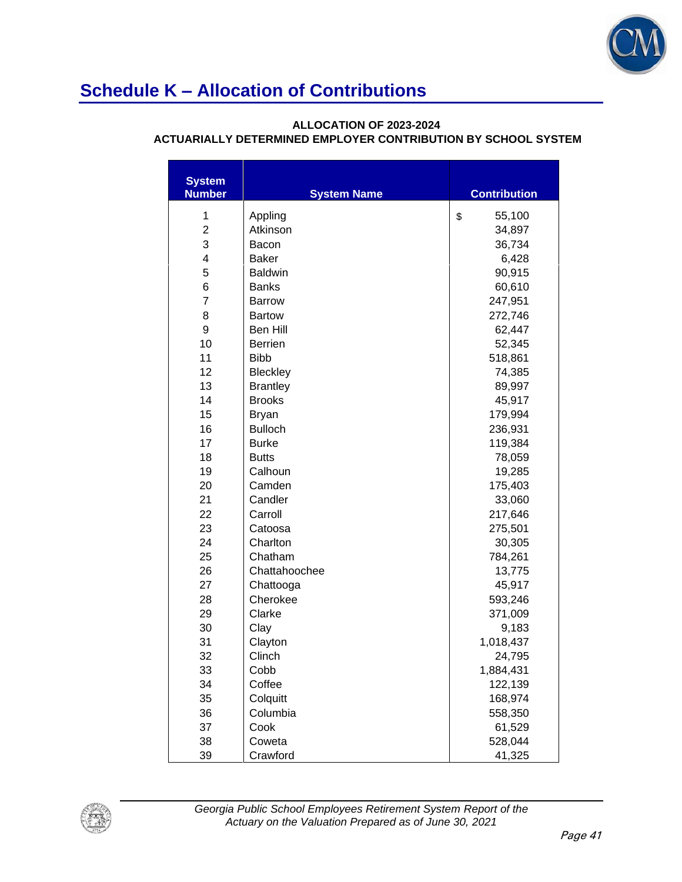# Schedule K – Allocation of Contributions

**ALLOCATION OF 2023-2024**
**ACTUARIALLY DETERMINED EMPLOYER CONTRIBUTION BY SCHOOL SYSTEM**

| System Number | System Name | Contribution |
|---|---|---|
| 1 | Appling | $ 55,100 |
| 2 | Atkinson | 34,897 |
| 3 | Bacon | 36,734 |
| 4 | Baker | 6,428 |
| 5 | Baldwin | 90,915 |
| 6 | Banks | 60,610 |
| 7 | Barrow | 247,951 |
| 8 | Bartow | 272,746 |
| 9 | Ben Hill | 62,447 |
| 10 | Berrien | 52,345 |
| 11 | Bibb | 518,861 |
| 12 | Bleckley | 74,385 |
| 13 | Brantley | 89,997 |
| 14 | Brooks | 45,917 |
| 15 | Bryan | 179,994 |
| 16 | Bulloch | 236,931 |
| 17 | Burke | 119,384 |
| 18 | Butts | 78,059 |
| 19 | Calhoun | 19,285 |
| 20 | Camden | 175,403 |
| 21 | Candler | 33,060 |
| 22 | Carroll | 217,646 |
| 23 | Catoosa | 275,501 |
| 24 | Charlton | 30,305 |
| 25 | Chatham | 784,261 |
| 26 | Chattahoochee | 13,775 |
| 27 | Chattooga | 45,917 |
| 28 | Cherokee | 593,246 |
| 29 | Clarke | 371,009 |
| 30 | Clay | 9,183 |
| 31 | Clayton | 1,018,437 |
| 32 | Clinch | 24,795 |
| 33 | Cobb | 1,884,431 |
| 34 | Coffee | 122,139 |
| 35 | Colquitt | 168,974 |
| 36 | Columbia | 558,350 |
| 37 | Cook | 61,529 |
| 38 | Coweta | 528,044 |
| 39 | Crawford | 41,325 |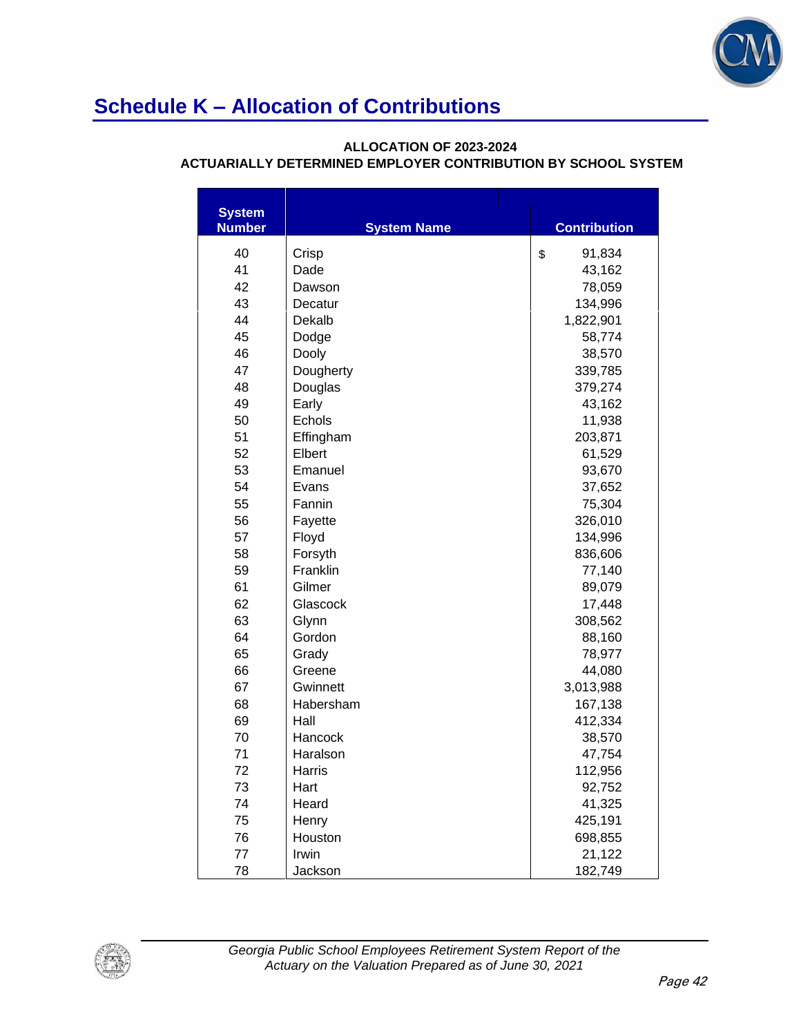## Schedule K – Allocation of Contributions

**ALLOCATION OF 2023-2024**
**ACTUARIALLY DETERMINED EMPLOYER CONTRIBUTION BY SCHOOL SYSTEM**

| System Number | System Name | Contribution |
|---|---|---|
| 40 | Crisp | $ 91,834 |
| 41 | Dade | 43,162 |
| 42 | Dawson | 78,059 |
| 43 | Decatur | 134,996 |
| 44 | Dekalb | 1,822,901 |
| 45 | Dodge | 58,774 |
| 46 | Dooly | 38,570 |
| 47 | Dougherty | 339,785 |
| 48 | Douglas | 379,274 |
| 49 | Early | 43,162 |
| 50 | Echols | 11,938 |
| 51 | Effingham | 203,871 |
| 52 | Elbert | 61,529 |
| 53 | Emanuel | 93,670 |
| 54 | Evans | 37,652 |
| 55 | Fannin | 75,304 |
| 56 | Fayette | 326,010 |
| 57 | Floyd | 134,996 |
| 58 | Forsyth | 836,606 |
| 59 | Franklin | 77,140 |
| 61 | Gilmer | 89,079 |
| 62 | Glascock | 17,448 |
| 63 | Glynn | 308,562 |
| 64 | Gordon | 88,160 |
| 65 | Grady | 78,977 |
| 66 | Greene | 44,080 |
| 67 | Gwinnett | 3,013,988 |
| 68 | Habersham | 167,138 |
| 69 | Hall | 412,334 |
| 70 | Hancock | 38,570 |
| 71 | Haralson | 47,754 |
| 72 | Harris | 112,956 |
| 73 | Hart | 92,752 |
| 74 | Heard | 41,325 |
| 75 | Henry | 425,191 |
| 76 | Houston | 698,855 |
| 77 | Irwin | 21,122 |
| 78 | Jackson | 182,749 |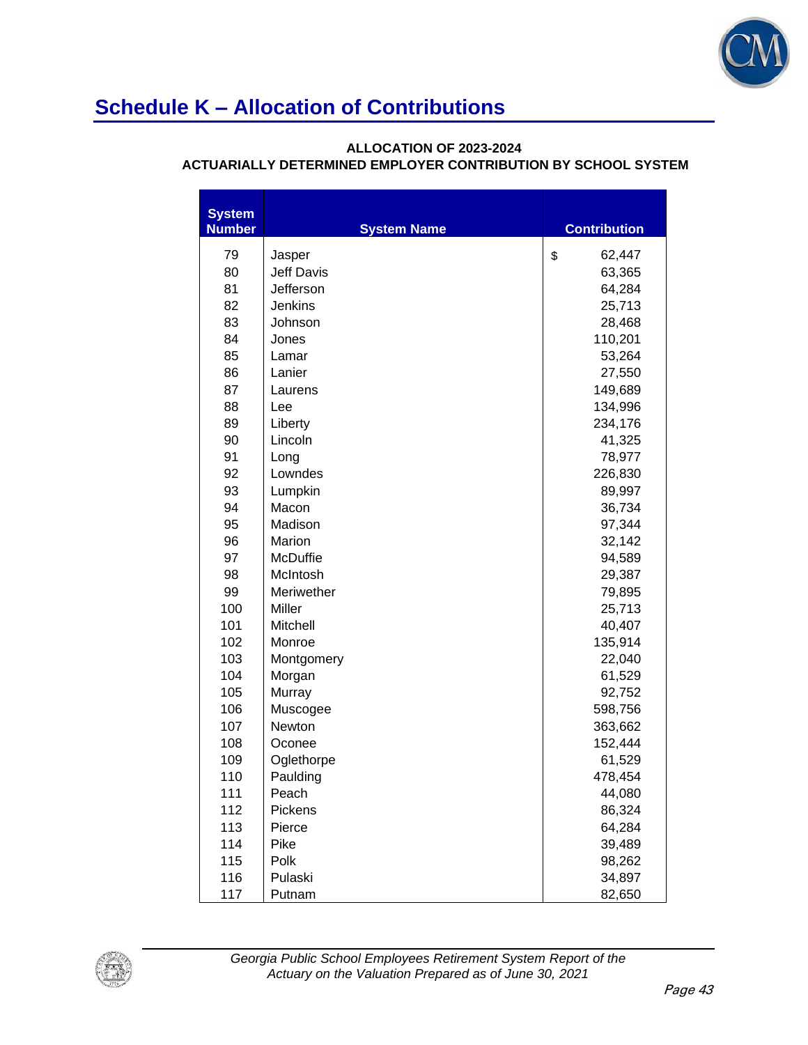# Schedule K – Allocation of Contributions

**ALLOCATION OF 2023-2024**
**ACTUARIALLY DETERMINED EMPLOYER CONTRIBUTION BY SCHOOL SYSTEM**

| System Number | System Name | Contribution |
|---|---|---|
| 79 | Jasper | $ 62,447 |
| 80 | Jeff Davis | 63,365 |
| 81 | Jefferson | 64,284 |
| 82 | Jenkins | 25,713 |
| 83 | Johnson | 28,468 |
| 84 | Jones | 110,201 |
| 85 | Lamar | 53,264 |
| 86 | Lanier | 27,550 |
| 87 | Laurens | 149,689 |
| 88 | Lee | 134,996 |
| 89 | Liberty | 234,176 |
| 90 | Lincoln | 41,325 |
| 91 | Long | 78,977 |
| 92 | Lowndes | 226,830 |
| 93 | Lumpkin | 89,997 |
| 94 | Macon | 36,734 |
| 95 | Madison | 97,344 |
| 96 | Marion | 32,142 |
| 97 | McDuffie | 94,589 |
| 98 | McIntosh | 29,387 |
| 99 | Meriwether | 79,895 |
| 100 | Miller | 25,713 |
| 101 | Mitchell | 40,407 |
| 102 | Monroe | 135,914 |
| 103 | Montgomery | 22,040 |
| 104 | Morgan | 61,529 |
| 105 | Murray | 92,752 |
| 106 | Muscogee | 598,756 |
| 107 | Newton | 363,662 |
| 108 | Oconee | 152,444 |
| 109 | Oglethorpe | 61,529 |
| 110 | Paulding | 478,454 |
| 111 | Peach | 44,080 |
| 112 | Pickens | 86,324 |
| 113 | Pierce | 64,284 |
| 114 | Pike | 39,489 |
| 115 | Polk | 98,262 |
| 116 | Pulaski | 34,897 |
| 117 | Putnam | 82,650 |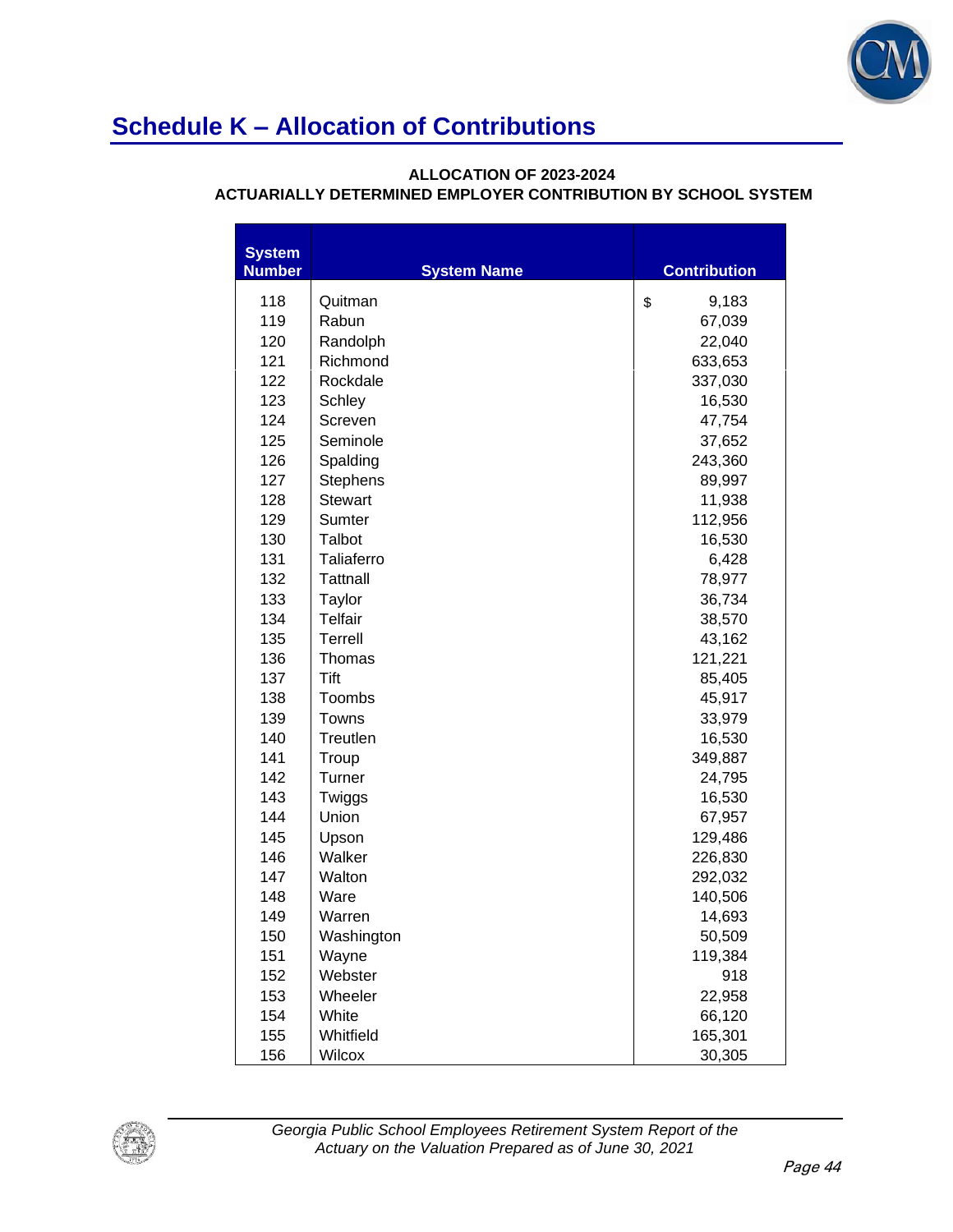## Schedule K – Allocation of Contributions

**ALLOCATION OF 2023-2024**
**ACTUARIALLY DETERMINED EMPLOYER CONTRIBUTION BY SCHOOL SYSTEM**

| System Number | System Name | Contribution |
|---|---|---|
| 118 | Quitman | $ 9,183 |
| 119 | Rabun | 67,039 |
| 120 | Randolph | 22,040 |
| 121 | Richmond | 633,653 |
| 122 | Rockdale | 337,030 |
| 123 | Schley | 16,530 |
| 124 | Screven | 47,754 |
| 125 | Seminole | 37,652 |
| 126 | Spalding | 243,360 |
| 127 | Stephens | 89,997 |
| 128 | Stewart | 11,938 |
| 129 | Sumter | 112,956 |
| 130 | Talbot | 16,530 |
| 131 | Taliaferro | 6,428 |
| 132 | Tattnall | 78,977 |
| 133 | Taylor | 36,734 |
| 134 | Telfair | 38,570 |
| 135 | Terrell | 43,162 |
| 136 | Thomas | 121,221 |
| 137 | Tift | 85,405 |
| 138 | Toombs | 45,917 |
| 139 | Towns | 33,979 |
| 140 | Treutlen | 16,530 |
| 141 | Troup | 349,887 |
| 142 | Turner | 24,795 |
| 143 | Twiggs | 16,530 |
| 144 | Union | 67,957 |
| 145 | Upson | 129,486 |
| 146 | Walker | 226,830 |
| 147 | Walton | 292,032 |
| 148 | Ware | 140,506 |
| 149 | Warren | 14,693 |
| 150 | Washington | 50,509 |
| 151 | Wayne | 119,384 |
| 152 | Webster | 918 |
| 153 | Wheeler | 22,958 |
| 154 | White | 66,120 |
| 155 | Whitfield | 165,301 |
| 156 | Wilcox | 30,305 |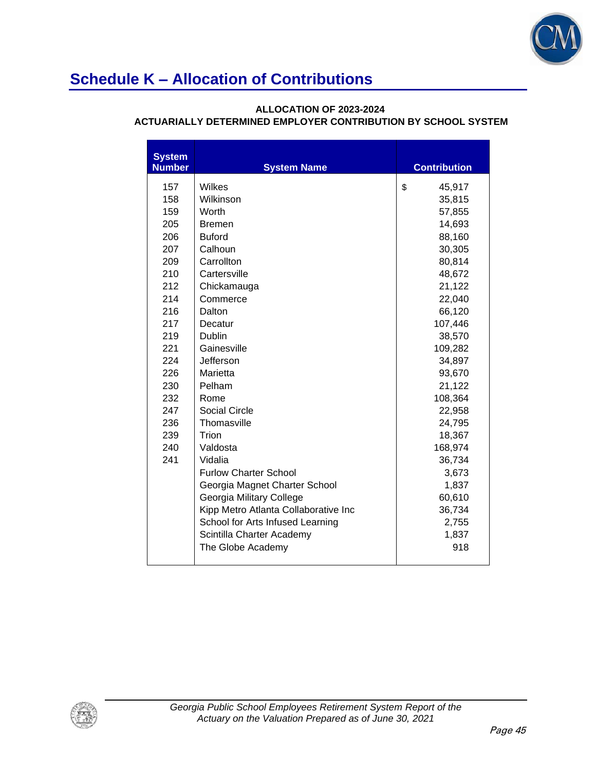# Schedule K – Allocation of Contributions

**ALLOCATION OF 2023-2024**
**ACTUARIALLY DETERMINED EMPLOYER CONTRIBUTION BY SCHOOL SYSTEM**

| System Number | System Name | Contribution |
|---|---|---|
| 157 | Wilkes | $ 45,917 |
| 158 | Wilkinson | 35,815 |
| 159 | Worth | 57,855 |
| 205 | Bremen | 14,693 |
| 206 | Buford | 88,160 |
| 207 | Calhoun | 30,305 |
| 209 | Carrollton | 80,814 |
| 210 | Cartersville | 48,672 |
| 212 | Chickamauga | 21,122 |
| 214 | Commerce | 22,040 |
| 216 | Dalton | 66,120 |
| 217 | Decatur | 107,446 |
| 219 | Dublin | 38,570 |
| 221 | Gainesville | 109,282 |
| 224 | Jefferson | 34,897 |
| 226 | Marietta | 93,670 |
| 230 | Pelham | 21,122 |
| 232 | Rome | 108,364 |
| 247 | Social Circle | 22,958 |
| 236 | Thomasville | 24,795 |
| 239 | Trion | 18,367 |
| 240 | Valdosta | 168,974 |
| 241 | Vidalia | 36,734 |
| | Furlow Charter School | 3,673 |
| | Georgia Magnet Charter School | 1,837 |
| | Georgia Military College | 60,610 |
| | Kipp Metro Atlanta Collaborative Inc | 36,734 |
| | School for Arts Infused Learning | 2,755 |
| | Scintilla Charter Academy | 1,837 |
| | The Globe Academy | 918 |